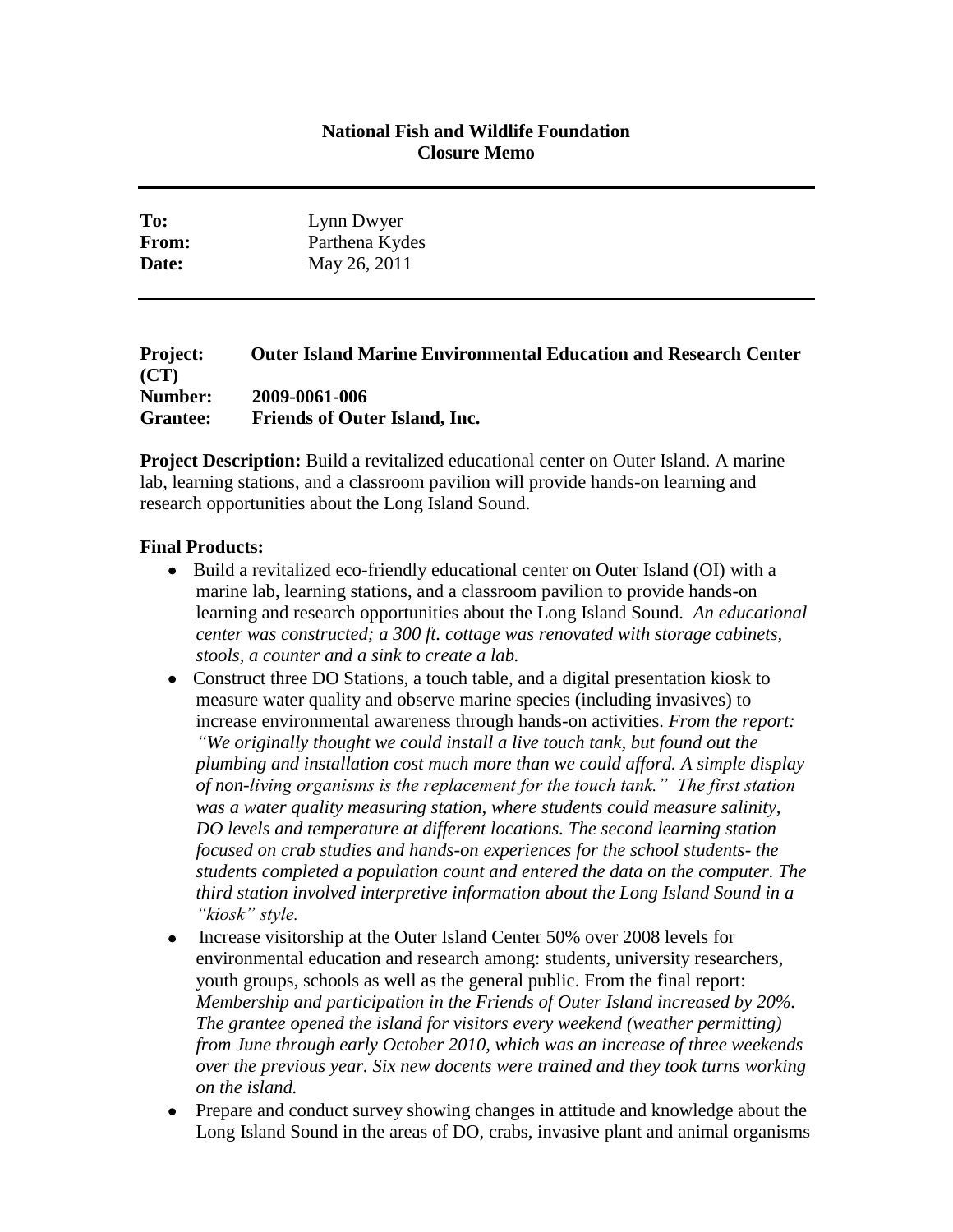**National Fish and Wildlife Foundation**
**Closure Memo**

---

**To:** Lynn Dwyer
**From:** Parthena Kydes
**Date:** May 26, 2011

---

**Project:** **Outer Island Marine Environmental Education and Research Center (CT)**
**Number:** **2009-0061-006**
**Grantee:** **Friends of Outer Island, Inc.**

**Project Description:** Build a revitalized educational center on Outer Island. A marine lab, learning stations, and a classroom pavilion will provide hands-on learning and research opportunities about the Long Island Sound.

**Final Products:**

- Build a revitalized eco-friendly educational center on Outer Island (OI) with a marine lab, learning stations, and a classroom pavilion to provide hands-on learning and research opportunities about the Long Island Sound. *An educational center was constructed; a 300 ft. cottage was renovated with storage cabinets, stools, a counter and a sink to create a lab.*
- Construct three DO Stations, a touch table, and a digital presentation kiosk to measure water quality and observe marine species (including invasives) to increase environmental awareness through hands-on activities. *From the report: "We originally thought we could install a live touch tank, but found out the plumbing and installation cost much more than we could afford. A simple display of non-living organisms is the replacement for the touch tank." The first station was a water quality measuring station, where students could measure salinity, DO levels and temperature at different locations. The second learning station focused on crab studies and hands-on experiences for the school students- the students completed a population count and entered the data on the computer. The third station involved interpretive information about the Long Island Sound in a "kiosk" style.*
- Increase visitorship at the Outer Island Center 50% over 2008 levels for environmental education and research among: students, university researchers, youth groups, schools as well as the general public. From the final report: *Membership and participation in the Friends of Outer Island increased by 20%. The grantee opened the island for visitors every weekend (weather permitting) from June through early October 2010, which was an increase of three weekends over the previous year. Six new docents were trained and they took turns working on the island.*
- Prepare and conduct survey showing changes in attitude and knowledge about the Long Island Sound in the areas of DO, crabs, invasive plant and animal organisms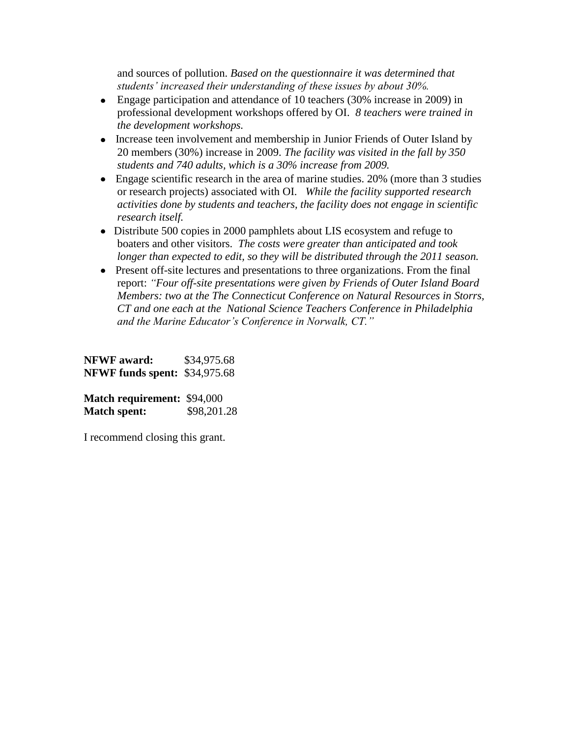and sources of pollution. *Based on the questionnaire it was determined that students' increased their understanding of these issues by about 30%.*

- Engage participation and attendance of 10 teachers (30% increase in 2009) in professional development workshops offered by OI. *8 teachers were trained in the development workshops.*
- Increase teen involvement and membership in Junior Friends of Outer Island by 20 members (30%) increase in 2009. *The facility was visited in the fall by 350 students and 740 adults, which is a 30% increase from 2009.*
- Engage scientific research in the area of marine studies. 20% (more than 3 studies or research projects) associated with OI. *While the facility supported research activities done by students and teachers, the facility does not engage in scientific research itself.*
- Distribute 500 copies in 2000 pamphlets about LIS ecosystem and refuge to boaters and other visitors. *The costs were greater than anticipated and took longer than expected to edit, so they will be distributed through the 2011 season.*
- Present off-site lectures and presentations to three organizations. From the final report: *"Four off-site presentations were given by Friends of Outer Island Board Members: two at the The Connecticut Conference on Natural Resources in Storrs, CT and one each at the National Science Teachers Conference in Philadelphia and the Marine Educator's Conference in Norwalk, CT."*

**NFWF award:** $34,975.68
**NFWF funds spent:** $34,975.68

**Match requirement:** $94,000
**Match spent:** $98,201.28

I recommend closing this grant.